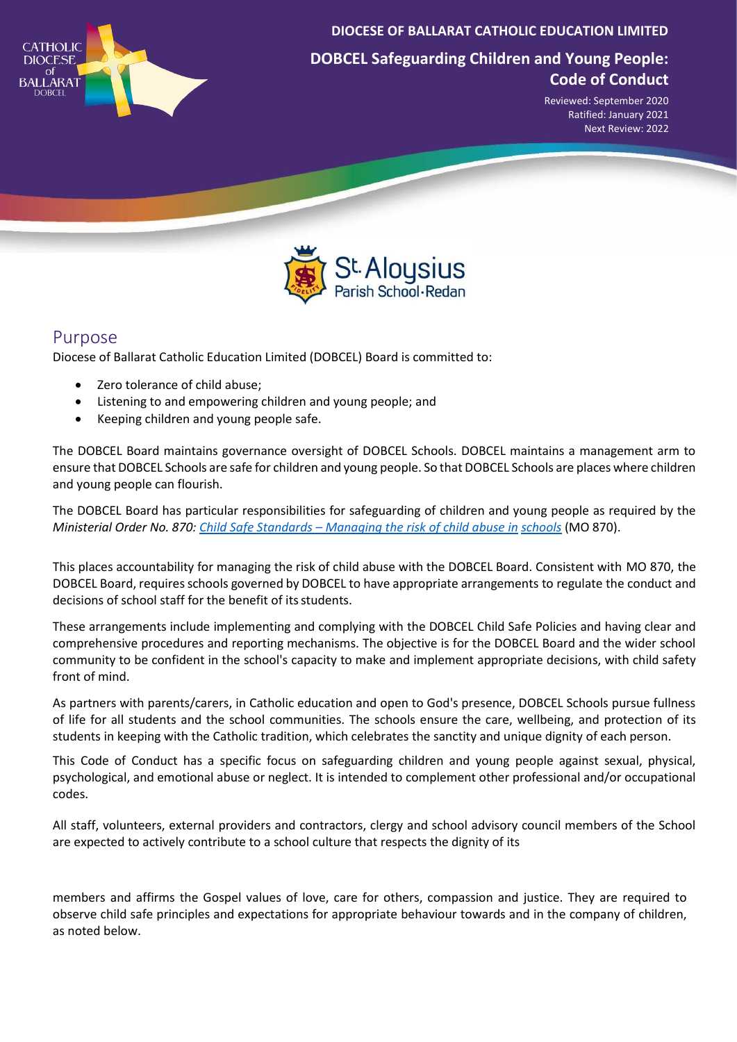DIOCESE OF BALLARAT CATHOLIC EDUCATION LIMITED

# DOBCEL Safeguarding Children and Young People: Code of Conduct

Reviewed: September 2020
Ratified: January 2021
Next Review: 2022

## Purpose

Diocese of Ballarat Catholic Education Limited (DOBCEL) Board is committed to:

- Zero tolerance of child abuse;
- Listening to and empowering children and young people; and
- Keeping children and young people safe.

The DOBCEL Board maintains governance oversight of DOBCEL Schools. DOBCEL maintains a management arm to ensure that DOBCEL Schools are safe for children and young people. So that DOBCEL Schools are places where children and young people can flourish.

The DOBCEL Board has particular responsibilities for safeguarding of children and young people as required by the *Ministerial Order No. 870: Child Safe Standards – Managing the risk of child abuse in schools* (MO 870).

This places accountability for managing the risk of child abuse with the DOBCEL Board. Consistent with MO 870, the DOBCEL Board, requires schools governed by DOBCEL to have appropriate arrangements to regulate the conduct and decisions of school staff for the benefit of its students.

These arrangements include implementing and complying with the DOBCEL Child Safe Policies and having clear and comprehensive procedures and reporting mechanisms. The objective is for the DOBCEL Board and the wider school community to be confident in the school's capacity to make and implement appropriate decisions, with child safety front of mind.

As partners with parents/carers, in Catholic education and open to God's presence, DOBCEL Schools pursue fullness of life for all students and the school communities. The schools ensure the care, wellbeing, and protection of its students in keeping with the Catholic tradition, which celebrates the sanctity and unique dignity of each person.

This Code of Conduct has a specific focus on safeguarding children and young people against sexual, physical, psychological, and emotional abuse or neglect. It is intended to complement other professional and/or occupational codes.

All staff, volunteers, external providers and contractors, clergy and school advisory council members of the School are expected to actively contribute to a school culture that respects the dignity of its members and affirms the Gospel values of love, care for others, compassion and justice. They are required to observe child safe principles and expectations for appropriate behaviour towards and in the company of children, as noted below.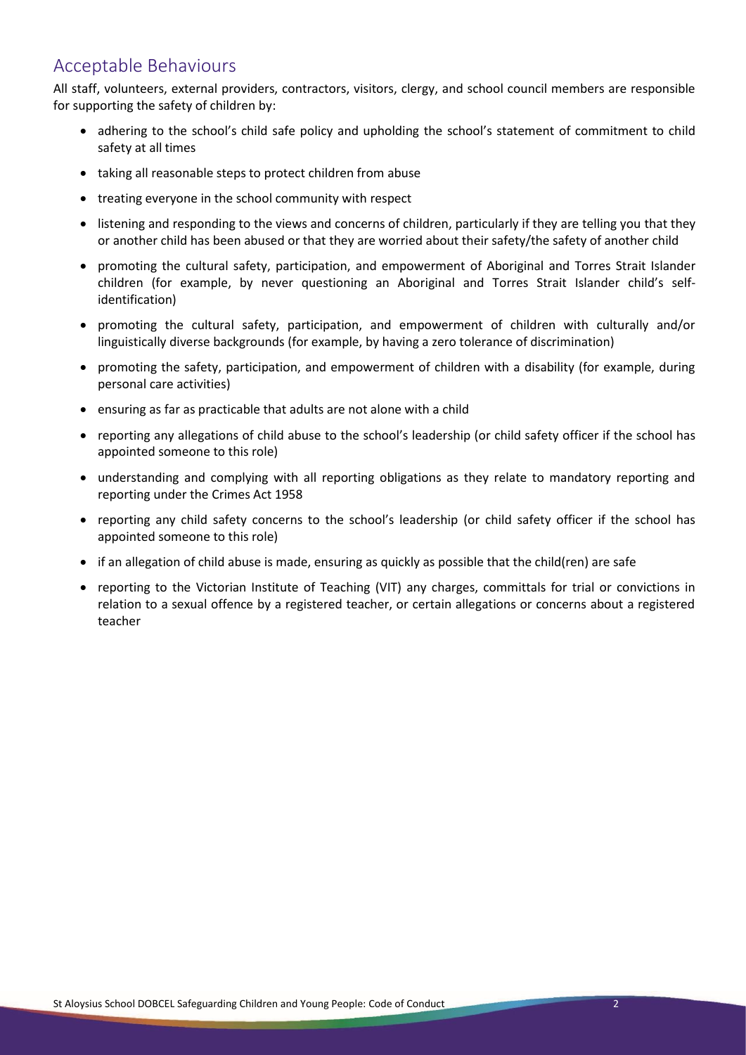## Acceptable Behaviours

All staff, volunteers, external providers, contractors, visitors, clergy, and school council members are responsible for supporting the safety of children by:

- adhering to the school's child safe policy and upholding the school's statement of commitment to child safety at all times
- taking all reasonable steps to protect children from abuse
- treating everyone in the school community with respect
- listening and responding to the views and concerns of children, particularly if they are telling you that they or another child has been abused or that they are worried about their safety/the safety of another child
- promoting the cultural safety, participation, and empowerment of Aboriginal and Torres Strait Islander children (for example, by never questioning an Aboriginal and Torres Strait Islander child's self-identification)
- promoting the cultural safety, participation, and empowerment of children with culturally and/or linguistically diverse backgrounds (for example, by having a zero tolerance of discrimination)
- promoting the safety, participation, and empowerment of children with a disability (for example, during personal care activities)
- ensuring as far as practicable that adults are not alone with a child
- reporting any allegations of child abuse to the school's leadership (or child safety officer if the school has appointed someone to this role)
- understanding and complying with all reporting obligations as they relate to mandatory reporting and reporting under the Crimes Act 1958
- reporting any child safety concerns to the school's leadership (or child safety officer if the school has appointed someone to this role)
- if an allegation of child abuse is made, ensuring as quickly as possible that the child(ren) are safe
- reporting to the Victorian Institute of Teaching (VIT) any charges, committals for trial or convictions in relation to a sexual offence by a registered teacher, or certain allegations or concerns about a registered teacher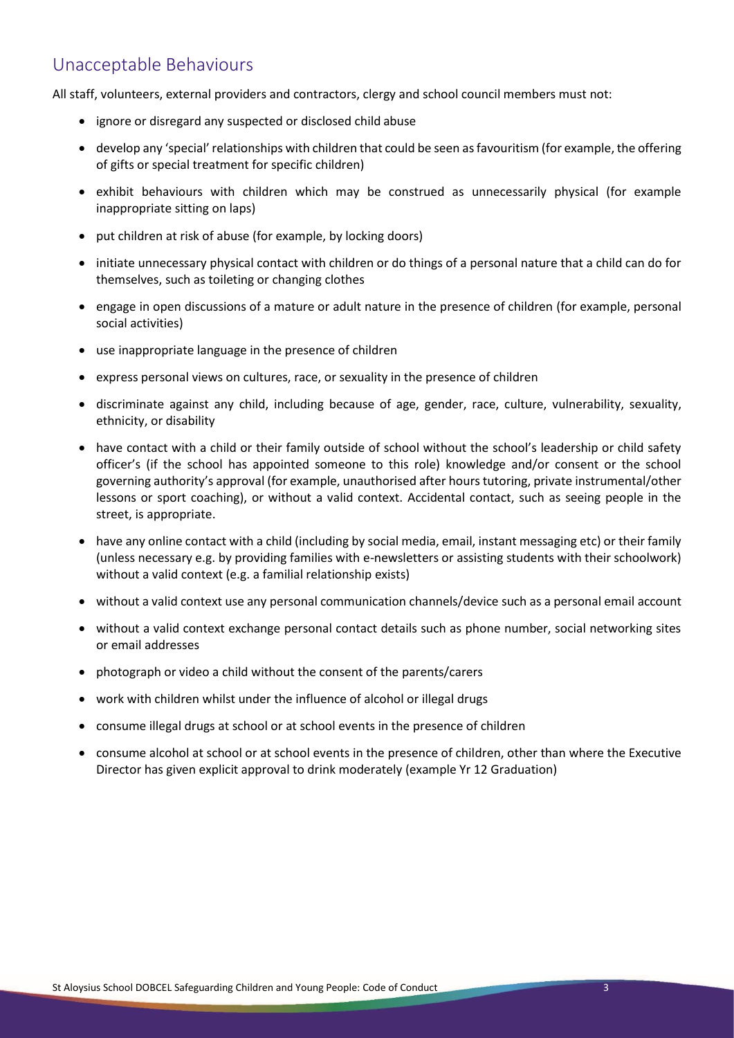## Unacceptable Behaviours

All staff, volunteers, external providers and contractors, clergy and school council members must not:

- ignore or disregard any suspected or disclosed child abuse
- develop any 'special' relationships with children that could be seen as favouritism (for example, the offering of gifts or special treatment for specific children)
- exhibit behaviours with children which may be construed as unnecessarily physical (for example inappropriate sitting on laps)
- put children at risk of abuse (for example, by locking doors)
- initiate unnecessary physical contact with children or do things of a personal nature that a child can do for themselves, such as toileting or changing clothes
- engage in open discussions of a mature or adult nature in the presence of children (for example, personal social activities)
- use inappropriate language in the presence of children
- express personal views on cultures, race, or sexuality in the presence of children
- discriminate against any child, including because of age, gender, race, culture, vulnerability, sexuality, ethnicity, or disability
- have contact with a child or their family outside of school without the school's leadership or child safety officer's (if the school has appointed someone to this role) knowledge and/or consent or the school governing authority's approval (for example, unauthorised after hours tutoring, private instrumental/other lessons or sport coaching), or without a valid context. Accidental contact, such as seeing people in the street, is appropriate.
- have any online contact with a child (including by social media, email, instant messaging etc) or their family (unless necessary e.g. by providing families with e-newsletters or assisting students with their schoolwork) without a valid context (e.g. a familial relationship exists)
- without a valid context use any personal communication channels/device such as a personal email account
- without a valid context exchange personal contact details such as phone number, social networking sites or email addresses
- photograph or video a child without the consent of the parents/carers
- work with children whilst under the influence of alcohol or illegal drugs
- consume illegal drugs at school or at school events in the presence of children
- consume alcohol at school or at school events in the presence of children, other than where the Executive Director has given explicit approval to drink moderately (example Yr 12 Graduation)